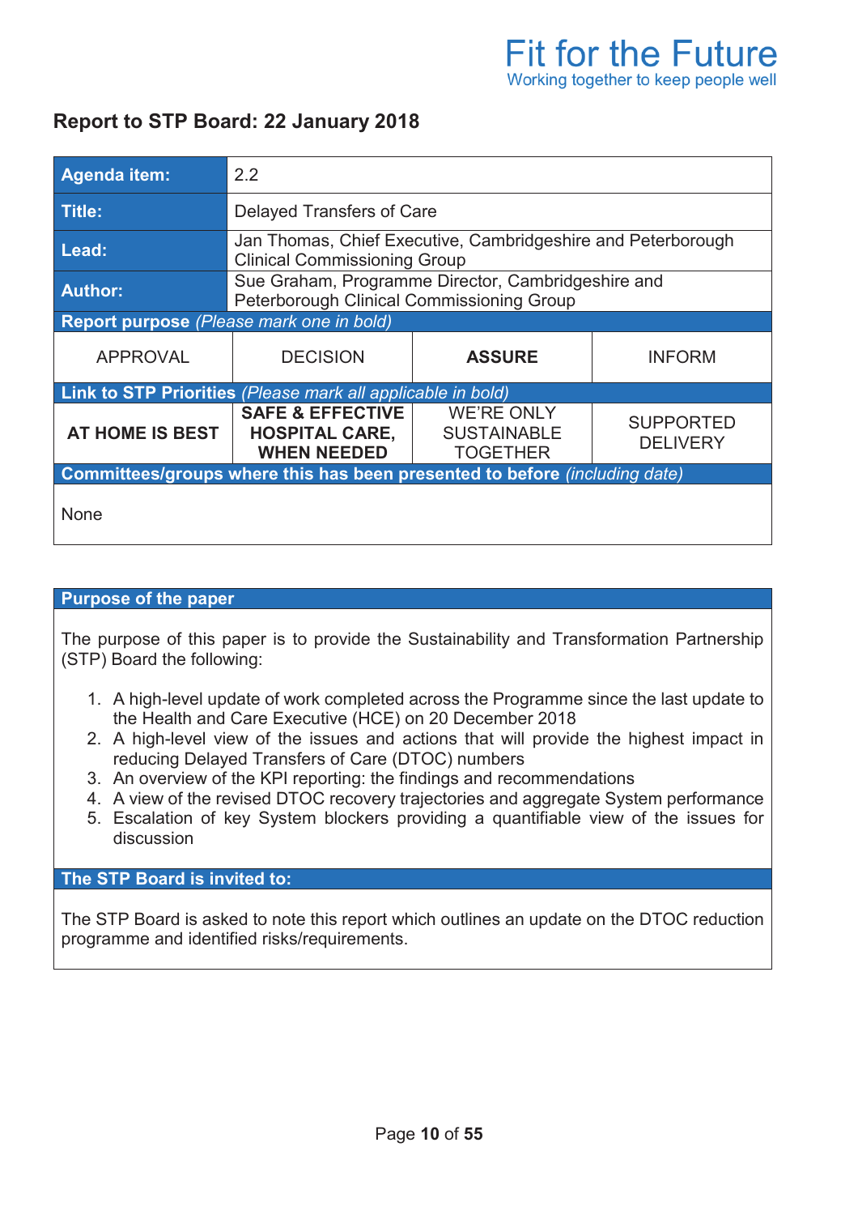Fit for the Future
Working together to keep people well

## Report to STP Board: 22 January 2018

| | | | |
|---|---|---|---|
| **Agenda item:** | 2.2 | | |
| **Title:** | Delayed Transfers of Care | | |
| **Lead:** | Jan Thomas, Chief Executive, Cambridgeshire and Peterborough Clinical Commissioning Group | | |
| **Author:** | Sue Graham, Programme Director, Cambridgeshire and Peterborough Clinical Commissioning Group | | |
| **Report purpose** *(Please mark one in bold)* | | | |
| APPROVAL | DECISION | **ASSURE** | INFORM |
| **Link to STP Priorities** *(Please mark all applicable in bold)* | | | |
| **AT HOME IS BEST** | **SAFE & EFFECTIVE HOSPITAL CARE, WHEN NEEDED** | WE'RE ONLY SUSTAINABLE TOGETHER | SUPPORTED DELIVERY |
| **Committees/groups where this has been presented to before** *(including date)* | | | |
| None | | | |

### Purpose of the paper

The purpose of this paper is to provide the Sustainability and Transformation Partnership (STP) Board the following:

1. A high-level update of work completed across the Programme since the last update to the Health and Care Executive (HCE) on 20 December 2018
2. A high-level view of the issues and actions that will provide the highest impact in reducing Delayed Transfers of Care (DTOC) numbers
3. An overview of the KPI reporting: the findings and recommendations
4. A view of the revised DTOC recovery trajectories and aggregate System performance
5. Escalation of key System blockers providing a quantifiable view of the issues for discussion

### The STP Board is invited to:

The STP Board is asked to note this report which outlines an update on the DTOC reduction programme and identified risks/requirements.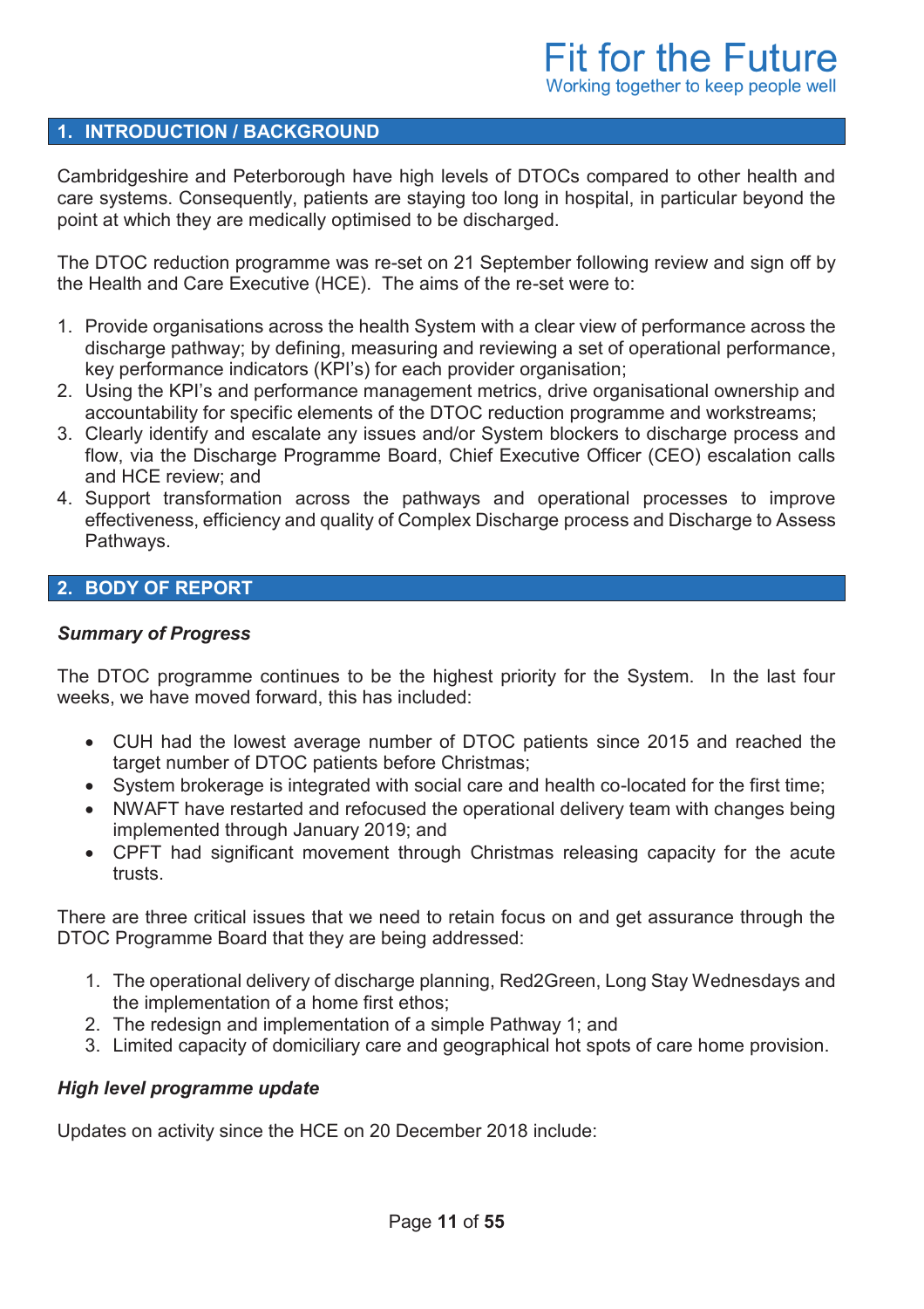## 1. INTRODUCTION / BACKGROUND

Cambridgeshire and Peterborough have high levels of DTOCs compared to other health and care systems. Consequently, patients are staying too long in hospital, in particular beyond the point at which they are medically optimised to be discharged.

The DTOC reduction programme was re-set on 21 September following review and sign off by the Health and Care Executive (HCE). The aims of the re-set were to:

1. Provide organisations across the health System with a clear view of performance across the discharge pathway; by defining, measuring and reviewing a set of operational performance, key performance indicators (KPI's) for each provider organisation;
2. Using the KPI's and performance management metrics, drive organisational ownership and accountability for specific elements of the DTOC reduction programme and workstreams;
3. Clearly identify and escalate any issues and/or System blockers to discharge process and flow, via the Discharge Programme Board, Chief Executive Officer (CEO) escalation calls and HCE review; and
4. Support transformation across the pathways and operational processes to improve effectiveness, efficiency and quality of Complex Discharge process and Discharge to Assess Pathways.

## 2. BODY OF REPORT

### *Summary of Progress*

The DTOC programme continues to be the highest priority for the System. In the last four weeks, we have moved forward, this has included:

- CUH had the lowest average number of DTOC patients since 2015 and reached the target number of DTOC patients before Christmas;
- System brokerage is integrated with social care and health co-located for the first time;
- NWAFT have restarted and refocused the operational delivery team with changes being implemented through January 2019; and
- CPFT had significant movement through Christmas releasing capacity for the acute trusts.

There are three critical issues that we need to retain focus on and get assurance through the DTOC Programme Board that they are being addressed:

1. The operational delivery of discharge planning, Red2Green, Long Stay Wednesdays and the implementation of a home first ethos;
2. The redesign and implementation of a simple Pathway 1; and
3. Limited capacity of domiciliary care and geographical hot spots of care home provision.

### *High level programme update*

Updates on activity since the HCE on 20 December 2018 include: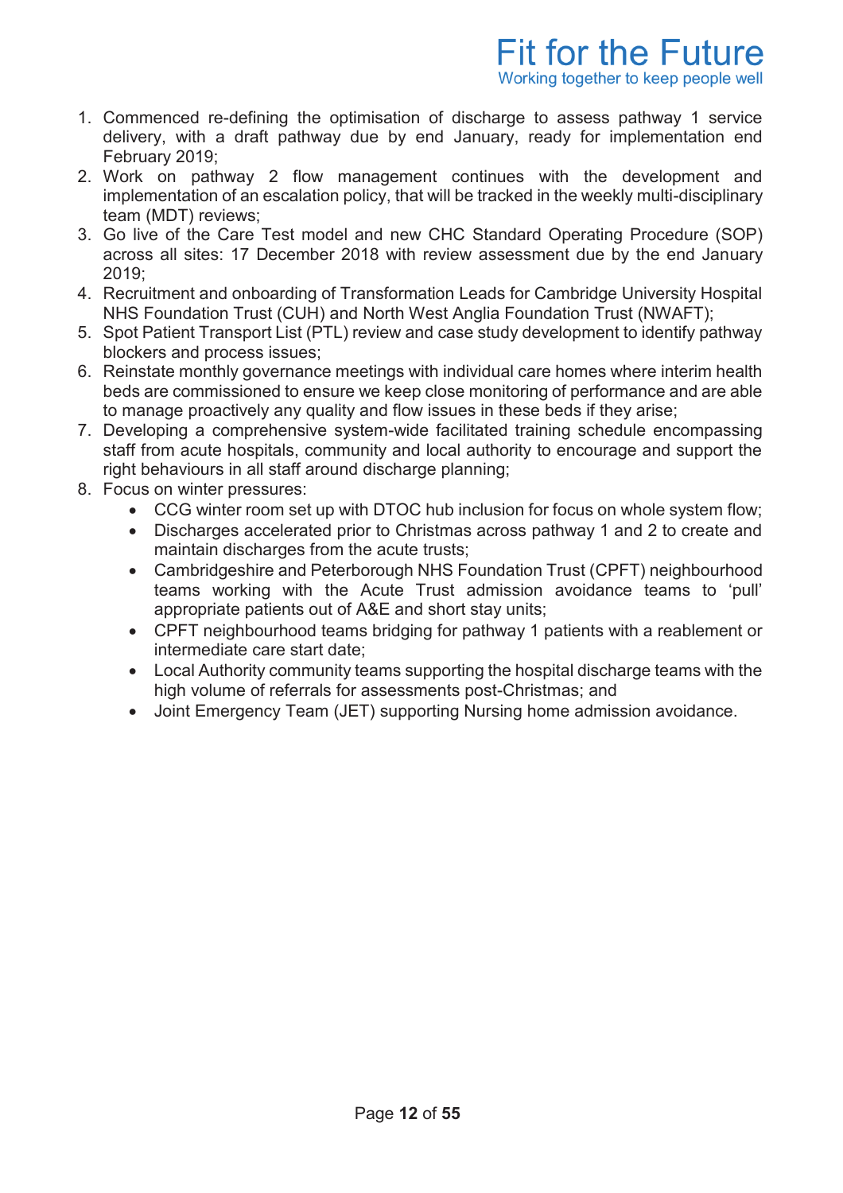1. Commenced re-defining the optimisation of discharge to assess pathway 1 service delivery, with a draft pathway due by end January, ready for implementation end February 2019;
2. Work on pathway 2 flow management continues with the development and implementation of an escalation policy, that will be tracked in the weekly multi-disciplinary team (MDT) reviews;
3. Go live of the Care Test model and new CHC Standard Operating Procedure (SOP) across all sites: 17 December 2018 with review assessment due by the end January 2019;
4. Recruitment and onboarding of Transformation Leads for Cambridge University Hospital NHS Foundation Trust (CUH) and North West Anglia Foundation Trust (NWAFT);
5. Spot Patient Transport List (PTL) review and case study development to identify pathway blockers and process issues;
6. Reinstate monthly governance meetings with individual care homes where interim health beds are commissioned to ensure we keep close monitoring of performance and are able to manage proactively any quality and flow issues in these beds if they arise;
7. Developing a comprehensive system-wide facilitated training schedule encompassing staff from acute hospitals, community and local authority to encourage and support the right behaviours in all staff around discharge planning;
8. Focus on winter pressures:
   - CCG winter room set up with DTOC hub inclusion for focus on whole system flow;
   - Discharges accelerated prior to Christmas across pathway 1 and 2 to create and maintain discharges from the acute trusts;
   - Cambridgeshire and Peterborough NHS Foundation Trust (CPFT) neighbourhood teams working with the Acute Trust admission avoidance teams to 'pull' appropriate patients out of A&E and short stay units;
   - CPFT neighbourhood teams bridging for pathway 1 patients with a reablement or intermediate care start date;
   - Local Authority community teams supporting the hospital discharge teams with the high volume of referrals for assessments post-Christmas; and
   - Joint Emergency Team (JET) supporting Nursing home admission avoidance.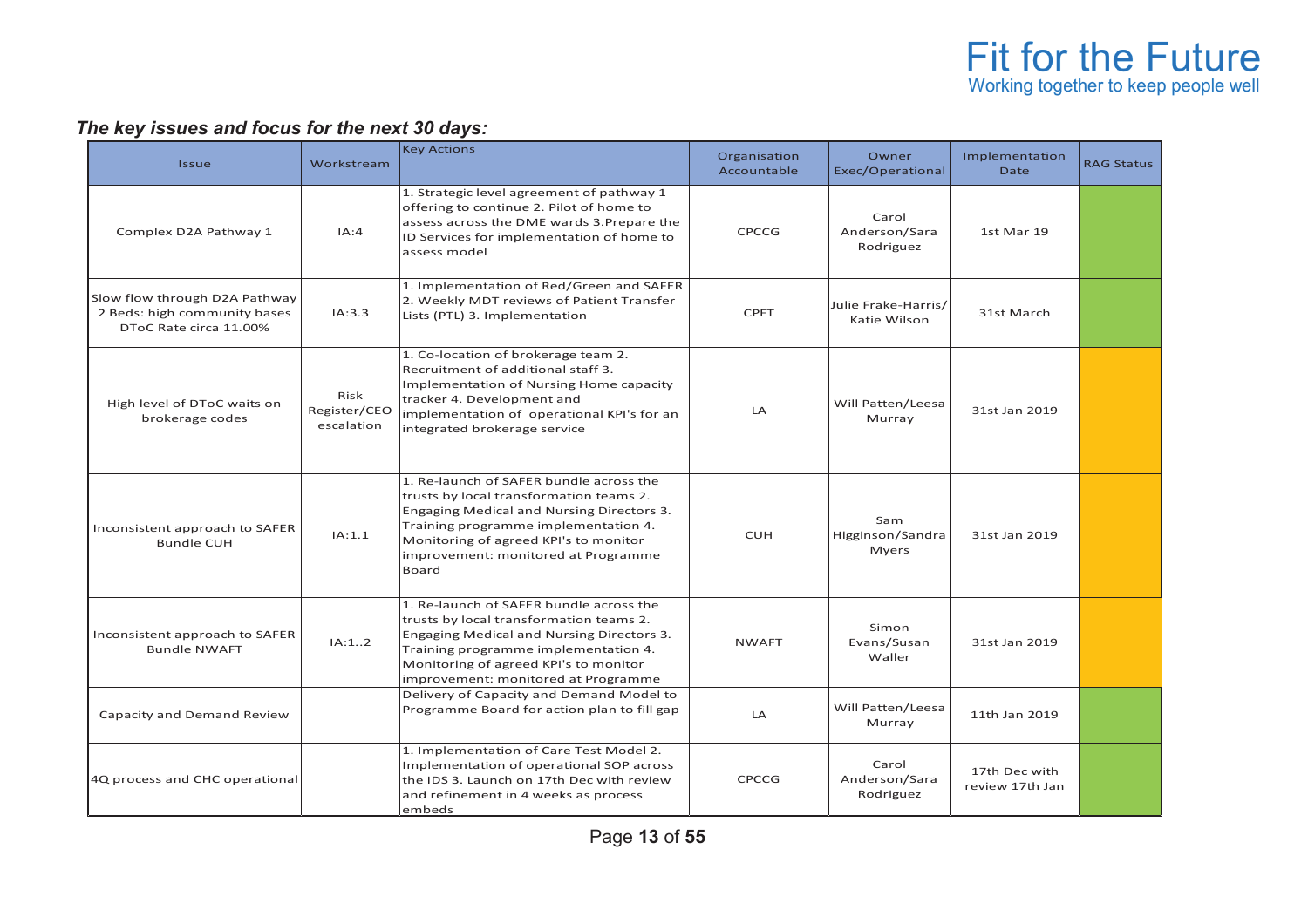### *The key issues and focus for the next 30 days:*

| Issue | Workstream | Key Actions | Organisation Accountable | Owner Exec/Operational | Implementation Date | RAG Status |
|---|---|---|---|---|---|---|
| Complex D2A Pathway 1 | IA:4 | 1. Strategic level agreement of pathway 1 offering to continue 2. Pilot of home to assess across the DME wards 3.Prepare the ID Services for implementation of home to assess model | CPCCG | Carol Anderson/Sara Rodriguez | 1st Mar 19 | |
| Slow flow through D2A Pathway 2 Beds: high community bases DToC Rate circa 11.00% | IA:3.3 | 1. Implementation of Red/Green and SAFER 2. Weekly MDT reviews of Patient Transfer Lists (PTL) 3. Implementation | CPFT | Julie Frake-Harris/ Katie Wilson | 31st March | |
| High level of DToC waits on brokerage codes | Risk Register/CEO escalation | 1. Co-location of brokerage team 2. Recruitment of additional staff 3. Implementation of Nursing Home capacity tracker 4. Development and implementation of operational KPI's for an integrated brokerage service | LA | Will Patten/Leesa Murray | 31st Jan 2019 | |
| Inconsistent approach to SAFER Bundle CUH | IA:1.1 | 1. Re-launch of SAFER bundle across the trusts by local transformation teams 2. Engaging Medical and Nursing Directors 3. Training programme implementation 4. Monitoring of agreed KPI's to monitor improvement: monitored at Programme Board | CUH | Sam Higginson/Sandra Myers | 31st Jan 2019 | |
| Inconsistent approach to SAFER Bundle NWAFT | IA:1..2 | 1. Re-launch of SAFER bundle across the trusts by local transformation teams 2. Engaging Medical and Nursing Directors 3. Training programme implementation 4. Monitoring of agreed KPI's to monitor improvement: monitored at Programme | NWAFT | Simon Evans/Susan Waller | 31st Jan 2019 | |
| Capacity and Demand Review | | Delivery of Capacity and Demand Model to Programme Board for action plan to fill gap | LA | Will Patten/Leesa Murray | 11th Jan 2019 | |
| 4Q process and CHC operational | | 1. Implementation of Care Test Model 2. Implementation of operational SOP across the IDS 3. Launch on 17th Dec with review and refinement in 4 weeks as process embeds | CPCCG | Carol Anderson/Sara Rodriguez | 17th Dec with review 17th Jan | |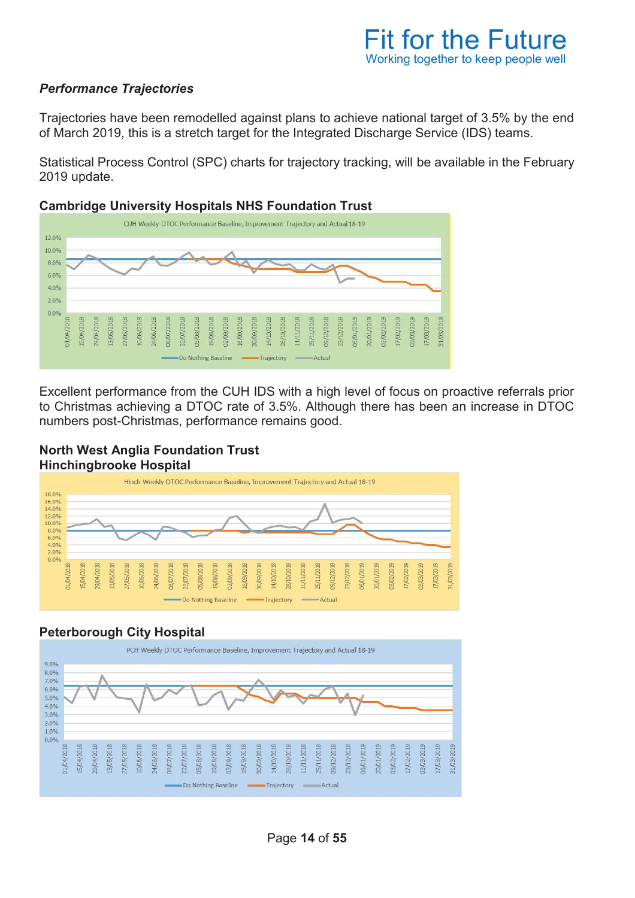### *Performance Trajectories*

Trajectories have been remodelled against plans to achieve national target of 3.5% by the end of March 2019, this is a stretch target for the Integrated Discharge Service (IDS) teams.

Statistical Process Control (SPC) charts for trajectory tracking, will be available in the February 2019 update.

**Cambridge University Hospitals NHS Foundation Trust**

Excellent performance from the CUH IDS with a high level of focus on proactive referrals prior to Christmas achieving a DTOC rate of 3.5%. Although there has been an increase in DTOC numbers post-Christmas, performance remains good.

**North West Anglia Foundation Trust**
**Hinchingbrooke Hospital**

**Peterborough City Hospital**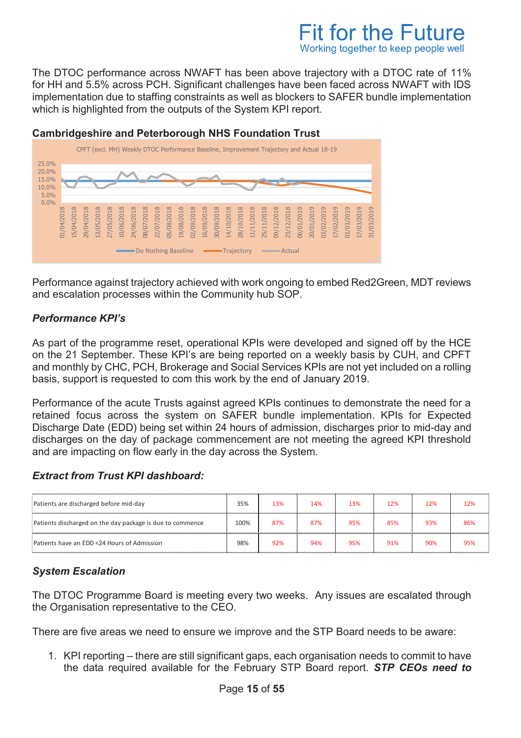The DTOC performance across NWAFT has been above trajectory with a DTOC rate of 11% for HH and 5.5% across PCH. Significant challenges have been faced across NWAFT with IDS implementation due to staffing constraints as well as blockers to SAFER bundle implementation which is highlighted from the outputs of the System KPI report.

**Cambridgeshire and Peterborough NHS Foundation Trust**

CPFT (excl. MH) Weekly DTOC Performance Baseline, Improvement Trajectory and Actual 18-19

Performance against trajectory achieved with work ongoing to embed Red2Green, MDT reviews and escalation processes within the Community hub SOP.

***Performance KPI's***

As part of the programme reset, operational KPIs were developed and signed off by the HCE on the 21 September. These KPI's are being reported on a weekly basis by CUH, and CPFT and monthly by CHC, PCH, Brokerage and Social Services KPIs are not yet included on a rolling basis, support is requested to com this work by the end of January 2019.

Performance of the acute Trusts against agreed KPIs continues to demonstrate the need for a retained focus across the system on SAFER bundle implementation. KPIs for Expected Discharge Date (EDD) being set within 24 hours of admission, discharges prior to mid-day and discharges on the day of package commencement are not meeting the agreed KPI threshold and are impacting on flow early in the day across the System.

***Extract from Trust KPI dashboard:***

| | | | | | | | |
|---|---|---|---|---|---|---|---|
| Patients are discharged before mid-day | 35% | 13% | 14% | 13% | 12% | 12% | 12% |
| Patients discharged on the day package is due to commence | 100% | 87% | 87% | 95% | 85% | 93% | 86% |
| Patients have an EDD <24 Hours of Admission | 98% | 92% | 94% | 95% | 91% | 90% | 95% |

***System Escalation***

The DTOC Programme Board is meeting every two weeks. Any issues are escalated through the Organisation representative to the CEO.

There are five areas we need to ensure we improve and the STP Board needs to be aware:

1. KPI reporting – there are still significant gaps, each organisation needs to commit to have the data required available for the February STP Board report. ***STP CEOs need to***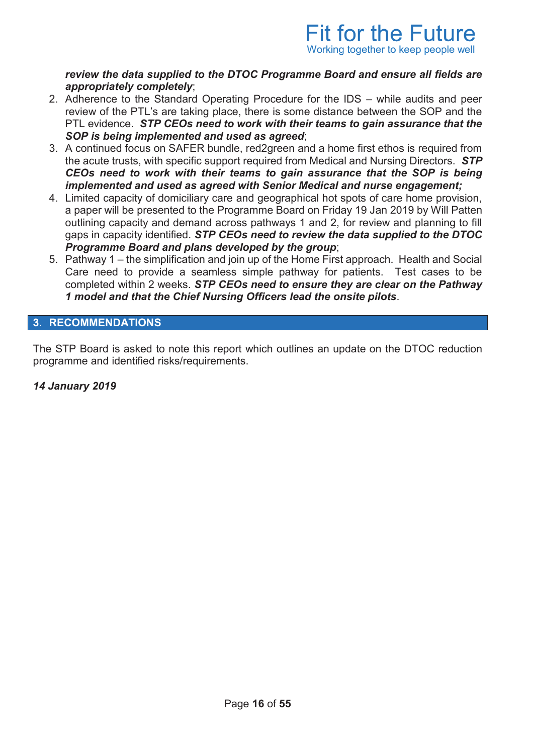***review the data supplied to the DTOC Programme Board and ensure all fields are appropriately completely***;

2. Adherence to the Standard Operating Procedure for the IDS – while audits and peer review of the PTL's are taking place, there is some distance between the SOP and the PTL evidence. ***STP CEOs need to work with their teams to gain assurance that the SOP is being implemented and used as agreed***;
3. A continued focus on SAFER bundle, red2green and a home first ethos is required from the acute trusts, with specific support required from Medical and Nursing Directors. ***STP CEOs need to work with their teams to gain assurance that the SOP is being implemented and used as agreed with Senior Medical and nurse engagement;***
4. Limited capacity of domiciliary care and geographical hot spots of care home provision, a paper will be presented to the Programme Board on Friday 19 Jan 2019 by Will Patten outlining capacity and demand across pathways 1 and 2, for review and planning to fill gaps in capacity identified. ***STP CEOs need to review the data supplied to the DTOC Programme Board and plans developed by the group***;
5. Pathway 1 – the simplification and join up of the Home First approach. Health and Social Care need to provide a seamless simple pathway for patients. Test cases to be completed within 2 weeks. ***STP CEOs need to ensure they are clear on the Pathway 1 model and that the Chief Nursing Officers lead the onsite pilots***.

## 3. RECOMMENDATIONS

The STP Board is asked to note this report which outlines an update on the DTOC reduction programme and identified risks/requirements.

***14 January 2019***